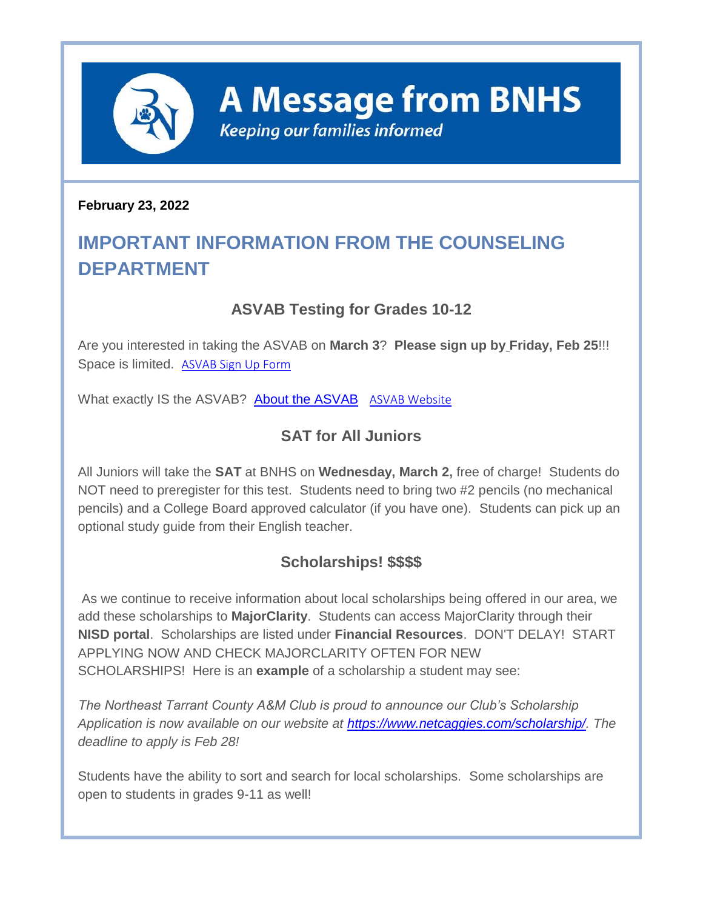# A Message from BNHS

*Keeping our families informed*

**February 23, 2022**

## IMPORTANT INFORMATION FROM THE COUNSELING DEPARTMENT

### ASVAB Testing for Grades 10-12

Are you interested in taking the ASVAB on **March 3**? **Please sign up by Friday, Feb 25**!!! Space is limited. ASVAB Sign Up Form

What exactly IS the ASVAB? About the ASVAB ASVAB Website

### SAT for All Juniors

All Juniors will take the **SAT** at BNHS on **Wednesday, March 2,** free of charge! Students do NOT need to preregister for this test. Students need to bring two #2 pencils (no mechanical pencils) and a College Board approved calculator (if you have one). Students can pick up an optional study guide from their English teacher.

### Scholarships! $$$$

As we continue to receive information about local scholarships being offered in our area, we add these scholarships to **MajorClarity**. Students can access MajorClarity through their **NISD portal**. Scholarships are listed under **Financial Resources**. DON'T DELAY! START APPLYING NOW AND CHECK MAJORCLARITY OFTEN FOR NEW SCHOLARSHIPS! Here is an **example** of a scholarship a student may see:

*The Northeast Tarrant County A&M Club is proud to announce our Club's Scholarship Application is now available on our website at https://www.netcaggies.com/scholarship/. The deadline to apply is Feb 28!*

Students have the ability to sort and search for local scholarships. Some scholarships are open to students in grades 9-11 as well!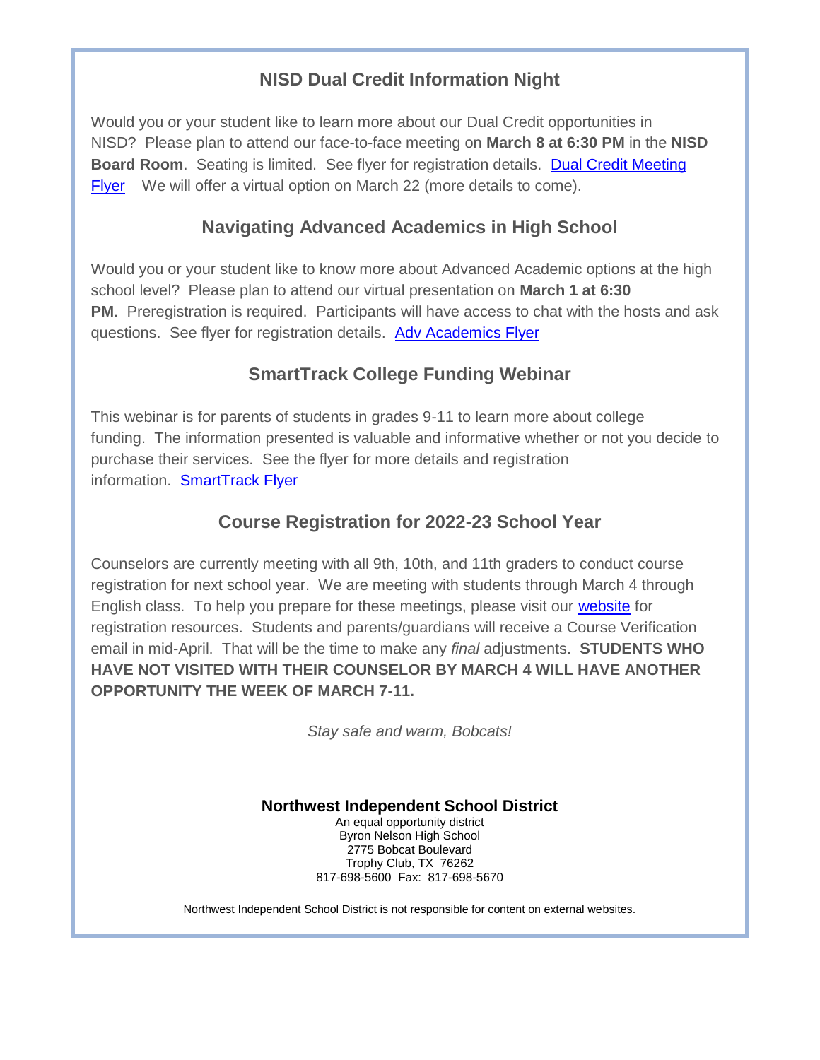## NISD Dual Credit Information Night

Would you or your student like to learn more about our Dual Credit opportunities in NISD? Please plan to attend our face-to-face meeting on **March 8 at 6:30 PM** in the **NISD Board Room**. Seating is limited. See flyer for registration details. Dual Credit Meeting Flyer We will offer a virtual option on March 22 (more details to come).

## Navigating Advanced Academics in High School

Would you or your student like to know more about Advanced Academic options at the high school level? Please plan to attend our virtual presentation on **March 1 at 6:30 PM**. Preregistration is required. Participants will have access to chat with the hosts and ask questions. See flyer for registration details. Adv Academics Flyer

## SmartTrack College Funding Webinar

This webinar is for parents of students in grades 9-11 to learn more about college funding. The information presented is valuable and informative whether or not you decide to purchase their services. See the flyer for more details and registration information. SmartTrack Flyer

## Course Registration for 2022-23 School Year

Counselors are currently meeting with all 9th, 10th, and 11th graders to conduct course registration for next school year. We are meeting with students through March 4 through English class. To help you prepare for these meetings, please visit our website for registration resources. Students and parents/guardians will receive a Course Verification email in mid-April. That will be the time to make any *final* adjustments. **STUDENTS WHO HAVE NOT VISITED WITH THEIR COUNSELOR BY MARCH 4 WILL HAVE ANOTHER OPPORTUNITY THE WEEK OF MARCH 7-11.**

*Stay safe and warm, Bobcats!*

**Northwest Independent School District**
An equal opportunity district
Byron Nelson High School
2775 Bobcat Boulevard
Trophy Club, TX 76262
817-698-5600 Fax: 817-698-5670

Northwest Independent School District is not responsible for content on external websites.